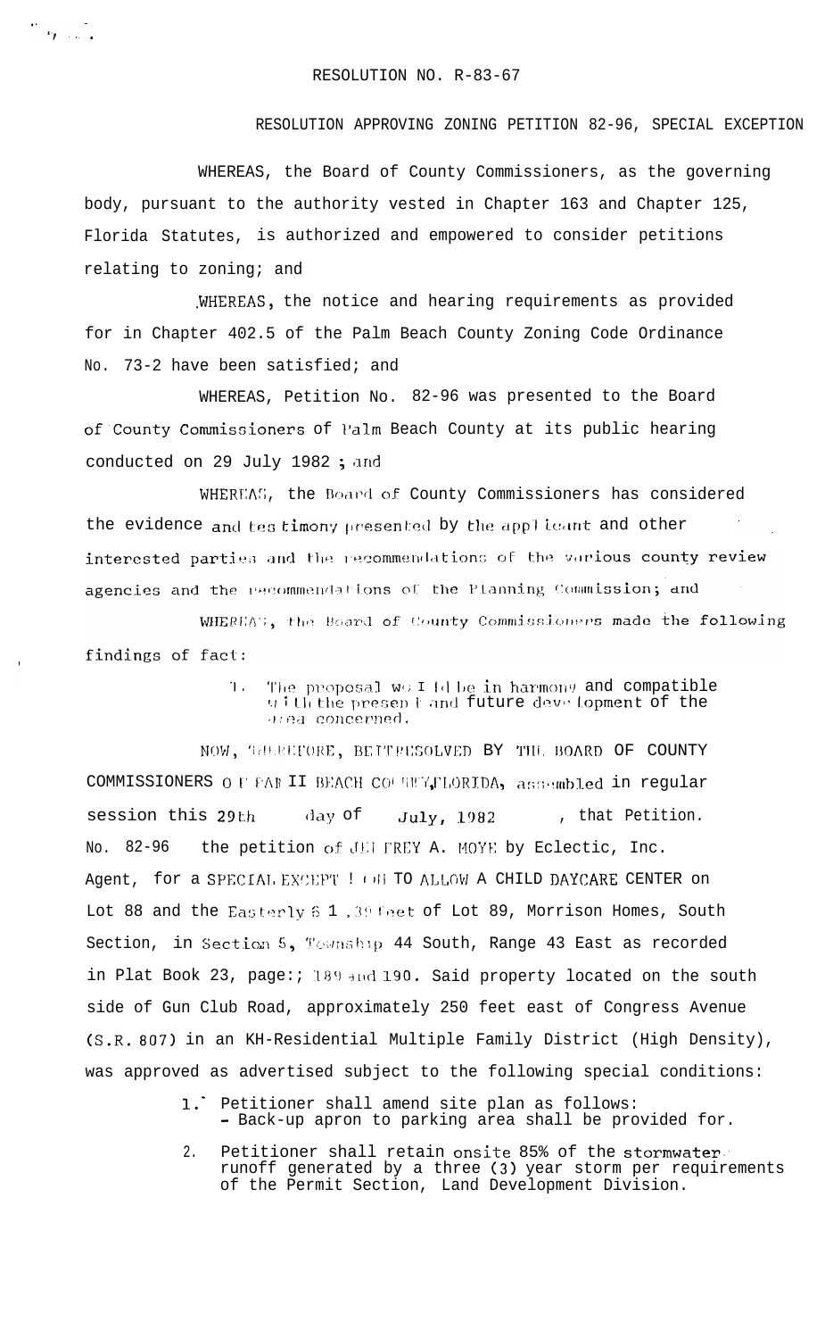RESOLUTION NO. R-83-67

RESOLUTION APPROVING ZONING PETITION 82-96, SPECIAL EXCEPTION

WHEREAS, the Board of County Commissioners, as the governing body, pursuant to the authority vested in Chapter 163 and Chapter 125, Florida Statutes, is authorized and empowered to consider petitions relating to zoning; and

WHEREAS, the notice and hearing requirements as provided for in Chapter 402.5 of the Palm Beach County Zoning Code Ordinance No. 73-2 have been satisfied; and

WHEREAS, Petition No. 82-96 was presented to the Board of County Commissioners of Palm Beach County at its public hearing conducted on 29 July 1982 ; and

WHEREAS, the Board of County Commissioners has considered the evidence and testimony presented by the applicant and other interested parties and the recommendations of the various county review agencies and the recommendations of the Planning Commission; and

WHEREAS, the Board of County Commissioners made the following findings of fact:

1. The proposal would be in harmony and compatible with the present and future development of the area concerned.

NOW, THEREFORE, BE IT RESOLVED BY THE BOARD OF COUNTY COMMISSIONERS OF PALM BEACH COUNTY, FLORIDA, assembled in regular session this 29th day of July, 1982, that Petition. No. 82-96 the petition of JEFFREY A. MOYE by Eclectic, Inc. Agent, for a SPECIAL EXCEPTION TO ALLOW A CHILD DAYCARE CENTER on Lot 88 and the Easterly 61.39 feet of Lot 89, Morrison Homes, South Section, in Section 5, Township 44 South, Range 43 East as recorded in Plat Book 23, page:; 189 and 190. Said property located on the south side of Gun Club Road, approximately 250 feet east of Congress Avenue (S.R. 807) in an RH-Residential Multiple Family District (High Density), was approved as advertised subject to the following special conditions:

1. Petitioner shall amend site plan as follows:
   - Back-up apron to parking area shall be provided for.
2. Petitioner shall retain onsite 85% of the stormwater runoff generated by a three (3) year storm per requirements of the Permit Section, Land Development Division.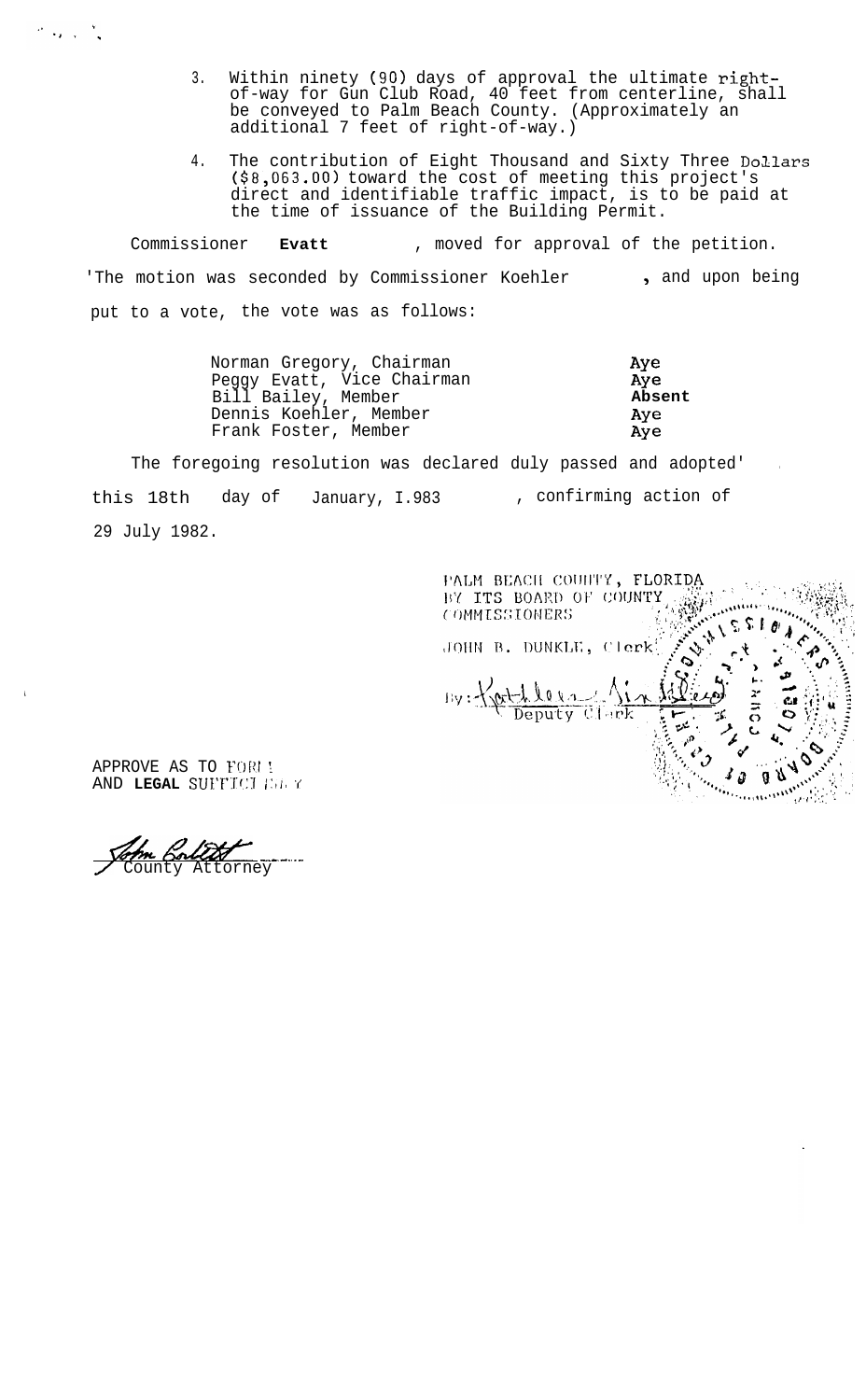3. Within ninety (90) days of approval the ultimate right-of-way for Gun Club Road, 40 feet from centerline, shall be conveyed to Palm Beach County. (Approximately an additional 7 feet of right-of-way.)

4. The contribution of Eight Thousand and Sixty Three Dollars ($8,063.00) toward the cost of meeting this project's direct and identifiable traffic impact, is to be paid at the time of issuance of the Building Permit.

Commissioner **Evatt**, moved for approval of the petition. The motion was seconded by Commissioner Koehler, and upon being put to a vote, the vote was as follows:

| | |
|---|---|
| Norman Gregory, Chairman | Aye |
| Peggy Evatt, Vice Chairman | Aye |
| Bill Bailey, Member | Absent |
| Dennis Koehler, Member | Aye |
| Frank Foster, Member | Aye |

The foregoing resolution was declared duly passed and adopted this 18th day of January, 1983, confirming action of 29 July 1982.

PALM BEACH COUNTY, FLORIDA
BY ITS BOARD OF COUNTY COMMISSIONERS

JOHN B. DUNKLE, Clerk

By: Kathleen Sinkler
Deputy Clerk

APPROVE AS TO FORM AND **LEGAL** SUFFICIENCY

John Corbett
County Attorney